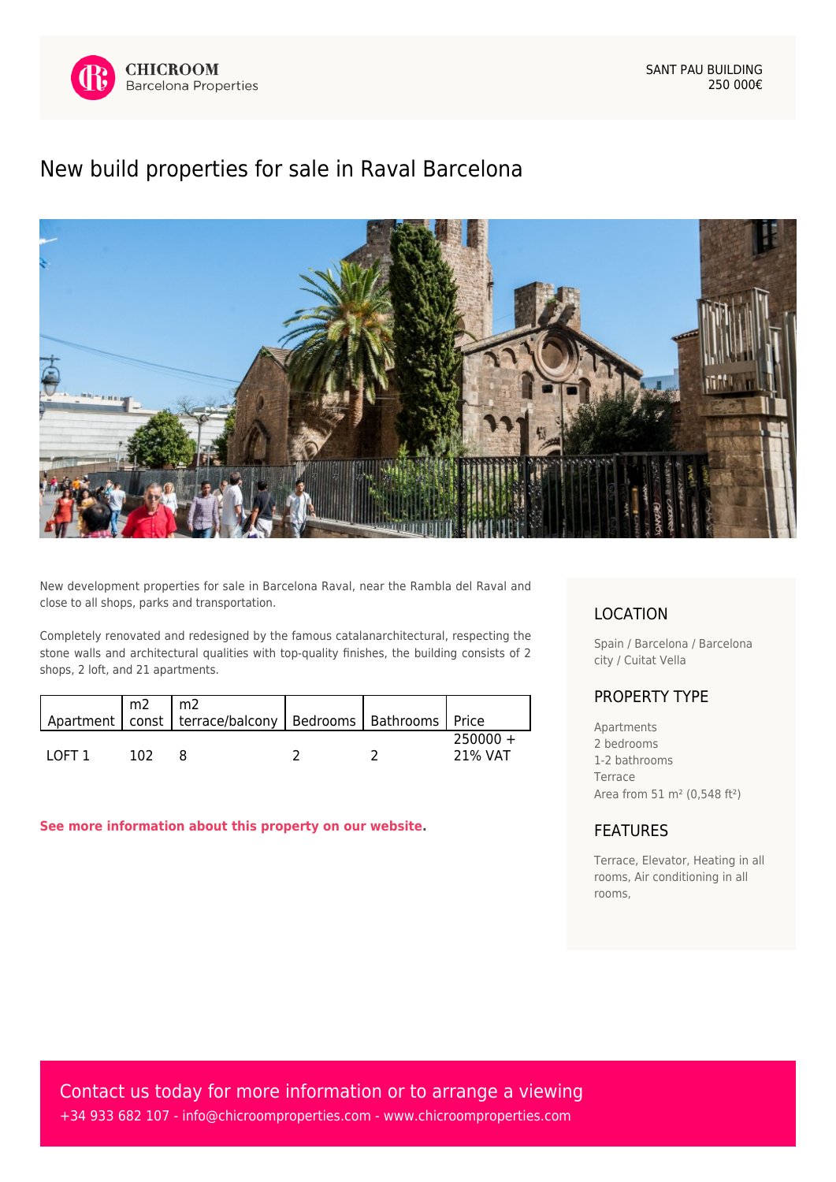CHICROOM
Barcelona Properties

SANT PAU BUILDING
250 000€

# New build properties for sale in Raval Barcelona

New development properties for sale in Barcelona Raval, near the Rambla del Raval and close to all shops, parks and transportation.

Completely renovated and redesigned by the famous catalanarchitectural, respecting the stone walls and architectural qualities with top-quality finishes, the building consists of 2 shops, 2 loft, and 21 apartments.

| Apartment | m2 const | m2 terrace/balcony | Bedrooms | Bathrooms | Price |
|---|---|---|---|---|---|
| LOFT 1 | 102 | 8 | 2 | 2 | 250000 + 21% VAT |

**See more information about this property on our website.**

## LOCATION

Spain / Barcelona / Barcelona city / Cuitat Vella

## PROPERTY TYPE

Apartments
2 bedrooms
1-2 bathrooms
Terrace
Area from 51 m² (0,548 ft²)

## FEATURES

Terrace, Elevator, Heating in all rooms, Air conditioning in all rooms,

Contact us today for more information or to arrange a viewing
+34 933 682 107 - info@chicroomproperties.com - www.chicroomproperties.com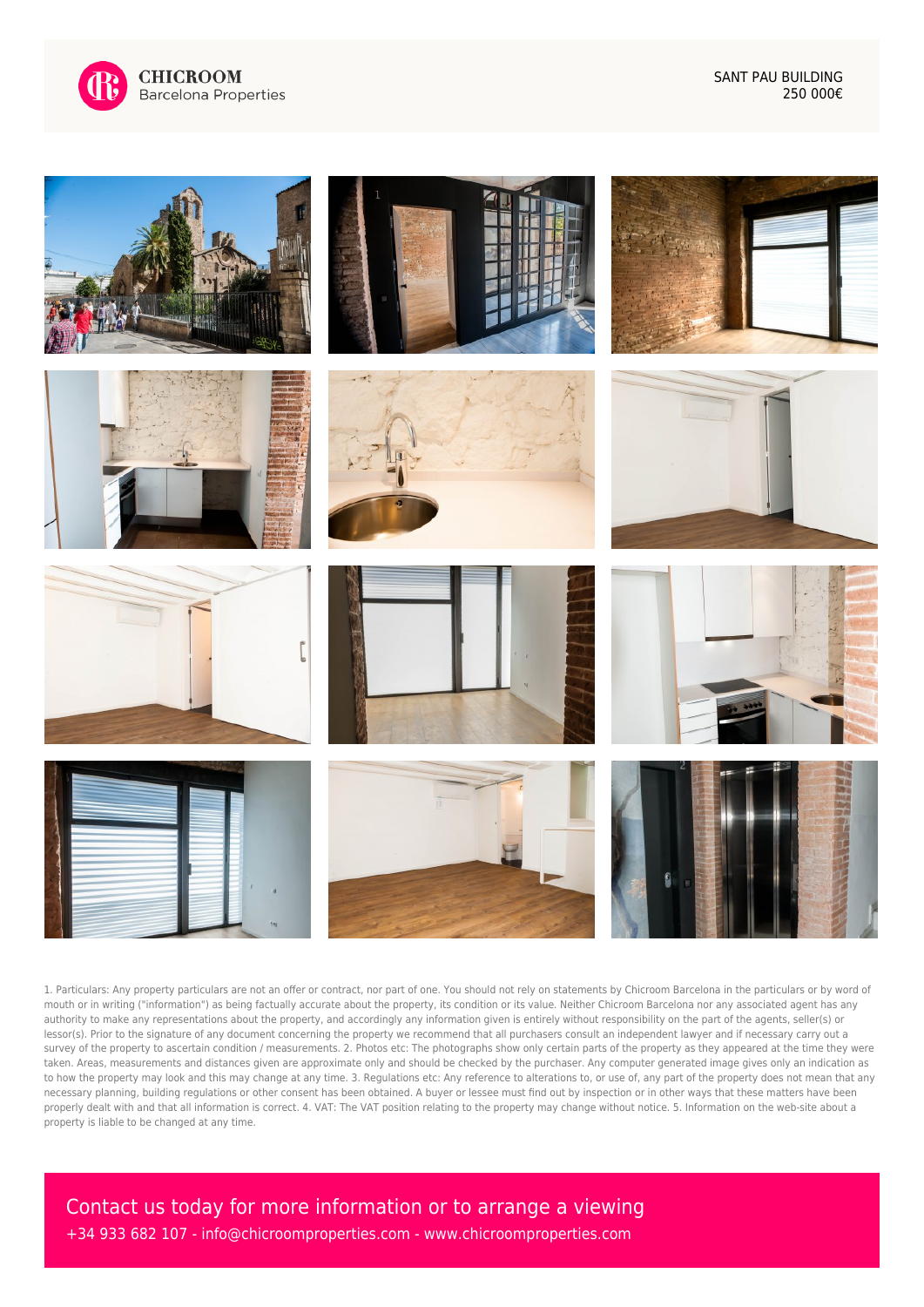CHICROOM
Barcelona Properties

SANT PAU BUILDING
250 000€

1. Particulars: Any property particulars are not an offer or contract, nor part of one. You should not rely on statements by Chicroom Barcelona in the particulars or by word of mouth or in writing ("information") as being factually accurate about the property, its condition or its value. Neither Chicroom Barcelona nor any associated agent has any authority to make any representations about the property, and accordingly any information given is entirely without responsibility on the part of the agents, seller(s) or lessor(s). Prior to the signature of any document concerning the property we recommend that all purchasers consult an independent lawyer and if necessary carry out a survey of the property to ascertain condition / measurements. 2. Photos etc: The photographs show only certain parts of the property as they appeared at the time they were taken. Areas, measurements and distances given are approximate only and should be checked by the purchaser. Any computer generated image gives only an indication as to how the property may look and this may change at any time. 3. Regulations etc: Any reference to alterations to, or use of, any part of the property does not mean that any necessary planning, building regulations or other consent has been obtained. A buyer or lessee must find out by inspection or in other ways that these matters have been properly dealt with and that all information is correct. 4. VAT: The VAT position relating to the property may change without notice. 5. Information on the web-site about a property is liable to be changed at any time.

Contact us today for more information or to arrange a viewing
+34 933 682 107 - info@chicroomproperties.com - www.chicroomproperties.com